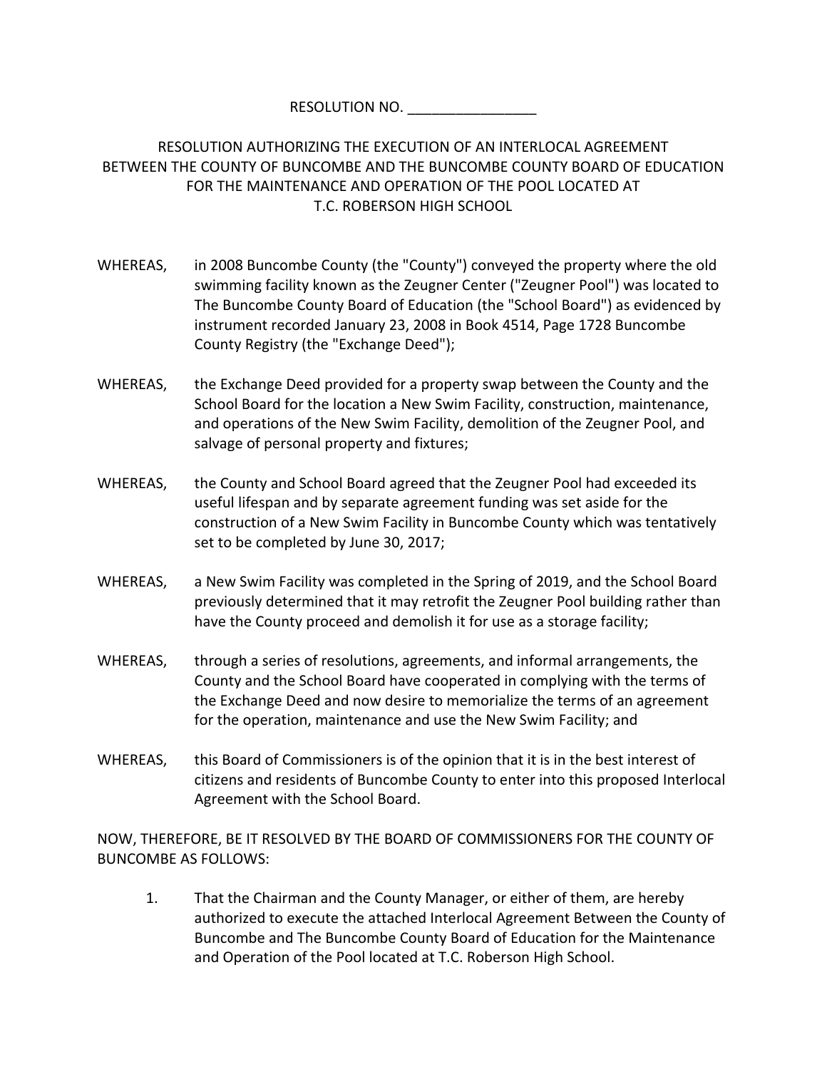RESOLUTION NO. ________________

# RESOLUTION AUTHORIZING THE EXECUTION OF AN INTERLOCAL AGREEMENT BETWEEN THE COUNTY OF BUNCOMBE AND THE BUNCOMBE COUNTY BOARD OF EDUCATION FOR THE MAINTENANCE AND OPERATION OF THE POOL LOCATED AT T.C. ROBERSON HIGH SCHOOL

WHEREAS, in 2008 Buncombe County (the "County") conveyed the property where the old swimming facility known as the Zeugner Center ("Zeugner Pool") was located to The Buncombe County Board of Education (the "School Board") as evidenced by instrument recorded January 23, 2008 in Book 4514, Page 1728 Buncombe County Registry (the "Exchange Deed");

WHEREAS, the Exchange Deed provided for a property swap between the County and the School Board for the location a New Swim Facility, construction, maintenance, and operations of the New Swim Facility, demolition of the Zeugner Pool, and salvage of personal property and fixtures;

WHEREAS, the County and School Board agreed that the Zeugner Pool had exceeded its useful lifespan and by separate agreement funding was set aside for the construction of a New Swim Facility in Buncombe County which was tentatively set to be completed by June 30, 2017;

WHEREAS, a New Swim Facility was completed in the Spring of 2019, and the School Board previously determined that it may retrofit the Zeugner Pool building rather than have the County proceed and demolish it for use as a storage facility;

WHEREAS, through a series of resolutions, agreements, and informal arrangements, the County and the School Board have cooperated in complying with the terms of the Exchange Deed and now desire to memorialize the terms of an agreement for the operation, maintenance and use the New Swim Facility; and

WHEREAS, this Board of Commissioners is of the opinion that it is in the best interest of citizens and residents of Buncombe County to enter into this proposed Interlocal Agreement with the School Board.

NOW, THEREFORE, BE IT RESOLVED BY THE BOARD OF COMMISSIONERS FOR THE COUNTY OF BUNCOMBE AS FOLLOWS:

1. That the Chairman and the County Manager, or either of them, are hereby authorized to execute the attached Interlocal Agreement Between the County of Buncombe and The Buncombe County Board of Education for the Maintenance and Operation of the Pool located at T.C. Roberson High School.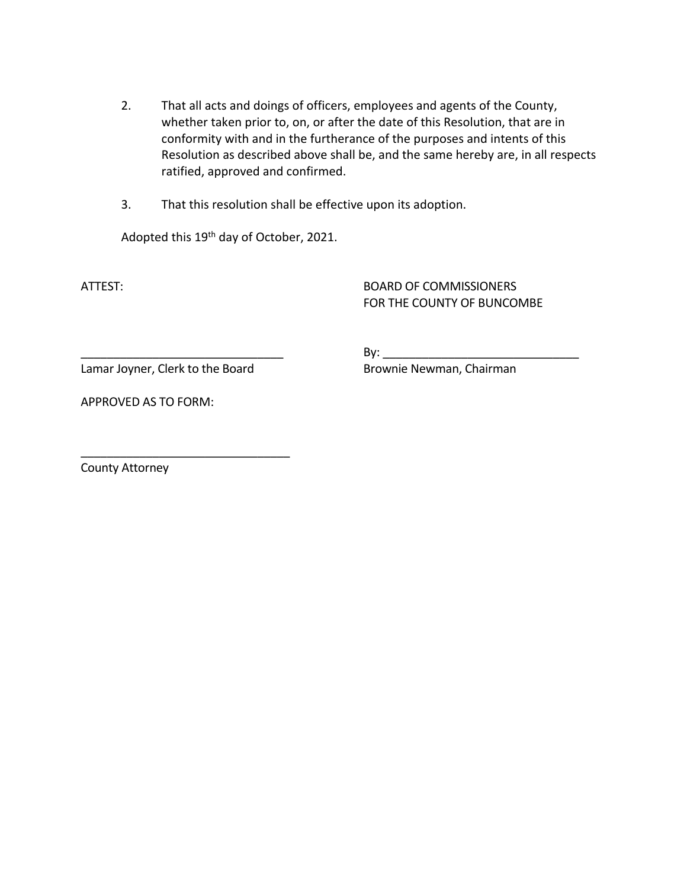2. That all acts and doings of officers, employees and agents of the County, whether taken prior to, on, or after the date of this Resolution, that are in conformity with and in the furtherance of the purposes and intents of this Resolution as described above shall be, and the same hereby are, in all respects ratified, approved and confirmed.

3. That this resolution shall be effective upon its adoption.

Adopted this 19th day of October, 2021.

ATTEST:

BOARD OF COMMISSIONERS
FOR THE COUNTY OF BUNCOMBE

_______________________________
Lamar Joyner, Clerk to the Board

By: _______________________________
Brownie Newman, Chairman

APPROVED AS TO FORM:

_______________________________
County Attorney